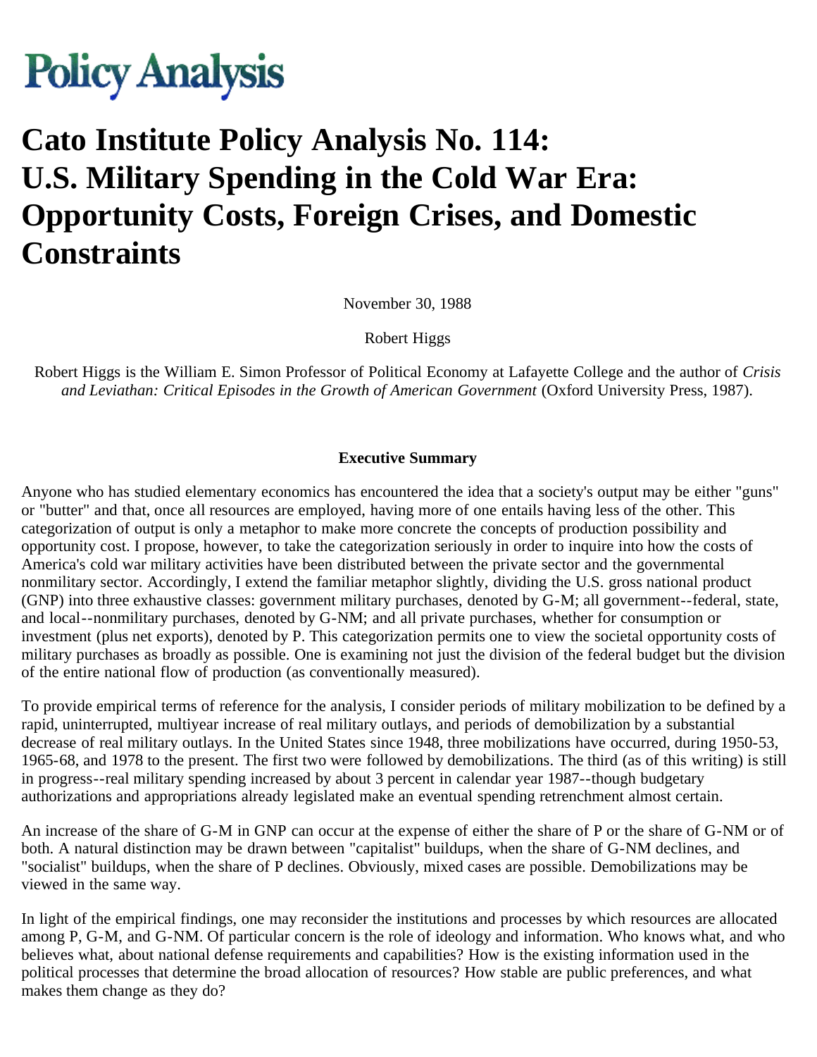# Policy Analysis

# Cato Institute Policy Analysis No. 114: U.S. Military Spending in the Cold War Era: Opportunity Costs, Foreign Crises, and Domestic Constraints

November 30, 1988

Robert Higgs

Robert Higgs is the William E. Simon Professor of Political Economy at Lafayette College and the author of *Crisis and Leviathan: Critical Episodes in the Growth of American Government* (Oxford University Press, 1987).

**Executive Summary**

Anyone who has studied elementary economics has encountered the idea that a society's output may be either "guns" or "butter" and that, once all resources are employed, having more of one entails having less of the other. This categorization of output is only a metaphor to make more concrete the concepts of production possibility and opportunity cost. I propose, however, to take the categorization seriously in order to inquire into how the costs of America's cold war military activities have been distributed between the private sector and the governmental nonmilitary sector. Accordingly, I extend the familiar metaphor slightly, dividing the U.S. gross national product (GNP) into three exhaustive classes: government military purchases, denoted by G-M; all government--federal, state, and local--nonmilitary purchases, denoted by G-NM; and all private purchases, whether for consumption or investment (plus net exports), denoted by P. This categorization permits one to view the societal opportunity costs of military purchases as broadly as possible. One is examining not just the division of the federal budget but the division of the entire national flow of production (as conventionally measured).

To provide empirical terms of reference for the analysis, I consider periods of military mobilization to be defined by a rapid, uninterrupted, multiyear increase of real military outlays, and periods of demobilization by a substantial decrease of real military outlays. In the United States since 1948, three mobilizations have occurred, during 1950-53, 1965-68, and 1978 to the present. The first two were followed by demobilizations. The third (as of this writing) is still in progress--real military spending increased by about 3 percent in calendar year 1987--though budgetary authorizations and appropriations already legislated make an eventual spending retrenchment almost certain.

An increase of the share of G-M in GNP can occur at the expense of either the share of P or the share of G-NM or of both. A natural distinction may be drawn between "capitalist" buildups, when the share of G-NM declines, and "socialist" buildups, when the share of P declines. Obviously, mixed cases are possible. Demobilizations may be viewed in the same way.

In light of the empirical findings, one may reconsider the institutions and processes by which resources are allocated among P, G-M, and G-NM. Of particular concern is the role of ideology and information. Who knows what, and who believes what, about national defense requirements and capabilities? How is the existing information used in the political processes that determine the broad allocation of resources? How stable are public preferences, and what makes them change as they do?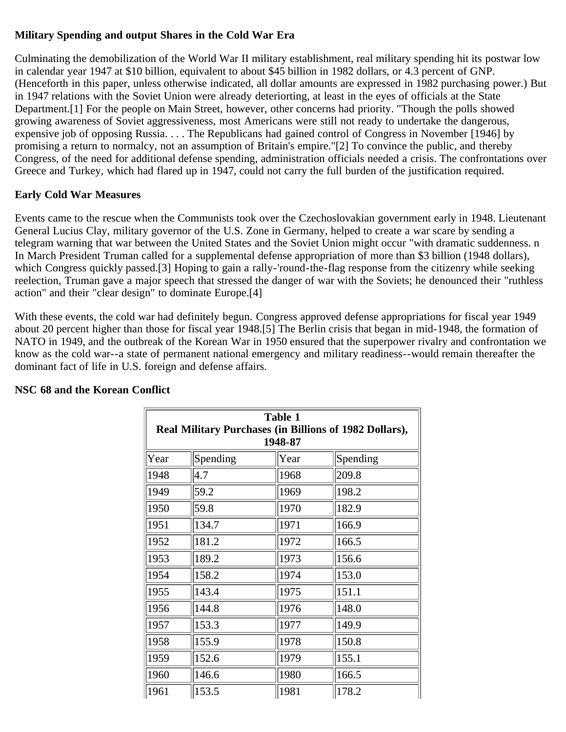**Military Spending and output Shares in the Cold War Era**

Culminating the demobilization of the World War II military establishment, real military spending hit its postwar low in calendar year 1947 at $10 billion, equivalent to about $45 billion in 1982 dollars, or 4.3 percent of GNP. (Henceforth in this paper, unless otherwise indicated, all dollar amounts are expressed in 1982 purchasing power.) But in 1947 relations with the Soviet Union were already deteriorting, at least in the eyes of officials at the State Department.[1] For the people on Main Street, however, other concerns had priority. "Though the polls showed growing awareness of Soviet aggressiveness, most Americans were still not ready to undertake the dangerous, expensive job of opposing Russia. . . . The Republicans had gained control of Congress in November [1946] by promising a return to normalcy, not an assumption of Britain's empire."[2] To convince the public, and thereby Congress, of the need for additional defense spending, administration officials needed a crisis. The confrontations over Greece and Turkey, which had flared up in 1947, could not carry the full burden of the justification required.

**Early Cold War Measures**

Events came to the rescue when the Communists took over the Czechoslovakian government early in 1948. Lieutenant General Lucius Clay, military governor of the U.S. Zone in Germany, helped to create a war scare by sending a telegram warning that war between the United States and the Soviet Union might occur "with dramatic suddenness. n In March President Truman called for a supplemental defense appropriation of more than $3 billion (1948 dollars), which Congress quickly passed.[3] Hoping to gain a rally-'round-the-flag response from the citizenry while seeking reelection, Truman gave a major speech that stressed the danger of war with the Soviets; he denounced their "ruthless action" and their "clear design" to dominate Europe.[4]

With these events, the cold war had definitely begun. Congress approved defense appropriations for fiscal year 1949 about 20 percent higher than those for fiscal year 1948.[5] The Berlin crisis that began in mid-1948, the formation of NATO in 1949, and the outbreak of the Korean War in 1950 ensured that the superpower rivalry and confrontation we know as the cold war--a state of permanent national emergency and military readiness--would remain thereafter the dominant fact of life in U.S. foreign and defense affairs.

**NSC 68 and the Korean Conflict**

**Table 1**
**Real Military Purchases (in Billions of 1982 Dollars), 1948-87**

| Year | Spending | Year | Spending |
|---|---|---|---|
| 1948 | 4.7 | 1968 | 209.8 |
| 1949 | 59.2 | 1969 | 198.2 |
| 1950 | 59.8 | 1970 | 182.9 |
| 1951 | 134.7 | 1971 | 166.9 |
| 1952 | 181.2 | 1972 | 166.5 |
| 1953 | 189.2 | 1973 | 156.6 |
| 1954 | 158.2 | 1974 | 153.0 |
| 1955 | 143.4 | 1975 | 151.1 |
| 1956 | 144.8 | 1976 | 148.0 |
| 1957 | 153.3 | 1977 | 149.9 |
| 1958 | 155.9 | 1978 | 150.8 |
| 1959 | 152.6 | 1979 | 155.1 |
| 1960 | 146.6 | 1980 | 166.5 |
| 1961 | 153.5 | 1981 | 178.2 |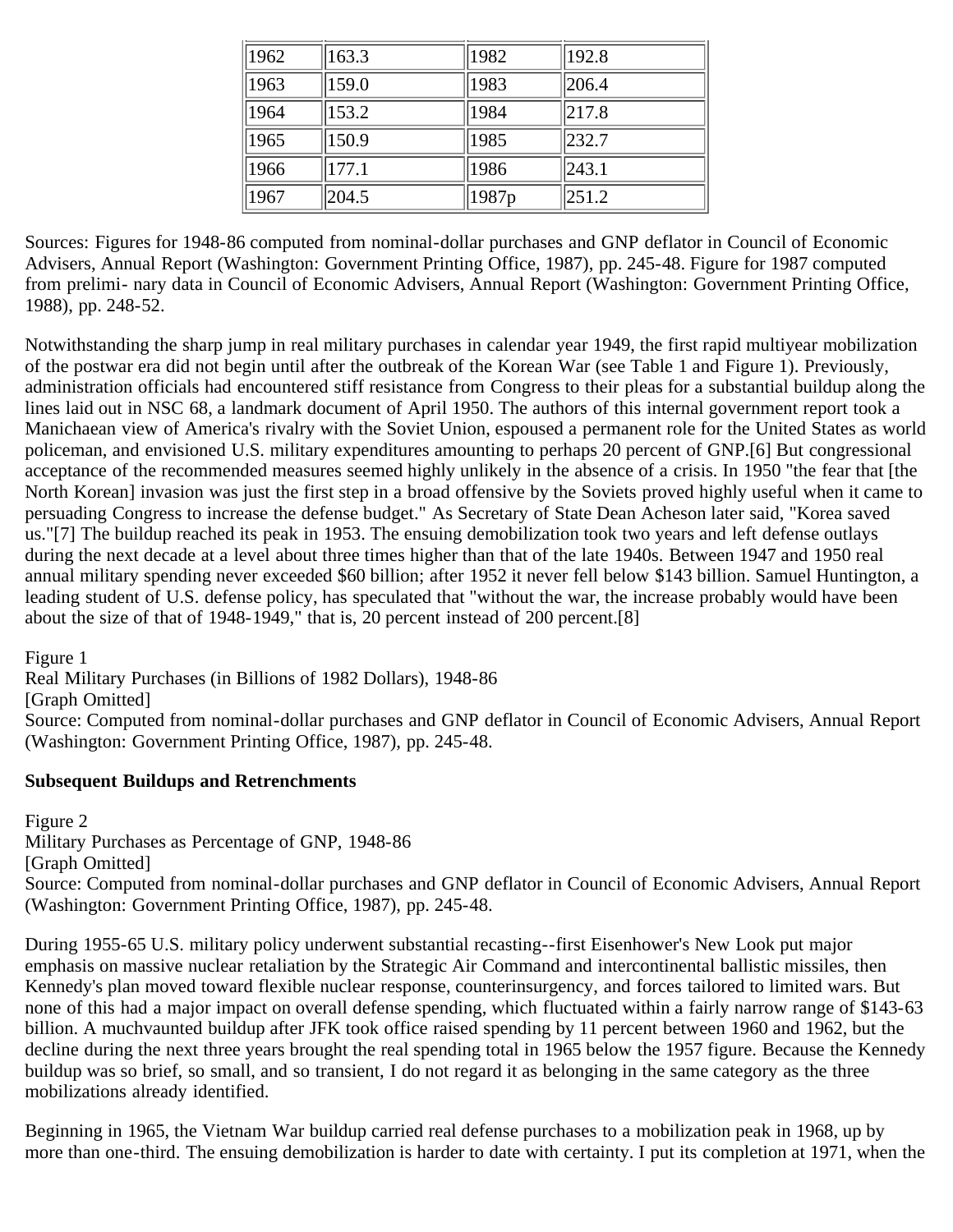| 1962 | 163.3 | 1982 | 192.8 |
|---|---|---|---|
| 1963 | 159.0 | 1983 | 206.4 |
| 1964 | 153.2 | 1984 | 217.8 |
| 1965 | 150.9 | 1985 | 232.7 |
| 1966 | 177.1 | 1986 | 243.1 |
| 1967 | 204.5 | 1987p | 251.2 |

Sources: Figures for 1948-86 computed from nominal-dollar purchases and GNP deflator in Council of Economic Advisers, Annual Report (Washington: Government Printing Office, 1987), pp. 245-48. Figure for 1987 computed from prelimi- nary data in Council of Economic Advisers, Annual Report (Washington: Government Printing Office, 1988), pp. 248-52.

Notwithstanding the sharp jump in real military purchases in calendar year 1949, the first rapid multiyear mobilization of the postwar era did not begin until after the outbreak of the Korean War (see Table 1 and Figure 1). Previously, administration officials had encountered stiff resistance from Congress to their pleas for a substantial buildup along the lines laid out in NSC 68, a landmark document of April 1950. The authors of this internal government report took a Manichaean view of America's rivalry with the Soviet Union, espoused a permanent role for the United States as world policeman, and envisioned U.S. military expenditures amounting to perhaps 20 percent of GNP.[6] But congressional acceptance of the recommended measures seemed highly unlikely in the absence of a crisis. In 1950 "the fear that [the North Korean] invasion was just the first step in a broad offensive by the Soviets proved highly useful when it came to persuading Congress to increase the defense budget." As Secretary of State Dean Acheson later said, "Korea saved us."[7] The buildup reached its peak in 1953. The ensuing demobilization took two years and left defense outlays during the next decade at a level about three times higher than that of the late 1940s. Between 1947 and 1950 real annual military spending never exceeded $60 billion; after 1952 it never fell below $143 billion. Samuel Huntington, a leading student of U.S. defense policy, has speculated that "without the war, the increase probably would have been about the size of that of 1948-1949," that is, 20 percent instead of 200 percent.[8]

Figure 1
Real Military Purchases (in Billions of 1982 Dollars), 1948-86
[Graph Omitted]
Source: Computed from nominal-dollar purchases and GNP deflator in Council of Economic Advisers, Annual Report (Washington: Government Printing Office, 1987), pp. 245-48.

### Subsequent Buildups and Retrenchments

Figure 2
Military Purchases as Percentage of GNP, 1948-86
[Graph Omitted]
Source: Computed from nominal-dollar purchases and GNP deflator in Council of Economic Advisers, Annual Report (Washington: Government Printing Office, 1987), pp. 245-48.

During 1955-65 U.S. military policy underwent substantial recasting--first Eisenhower's New Look put major emphasis on massive nuclear retaliation by the Strategic Air Command and intercontinental ballistic missiles, then Kennedy's plan moved toward flexible nuclear response, counterinsurgency, and forces tailored to limited wars. But none of this had a major impact on overall defense spending, which fluctuated within a fairly narrow range of $143-63 billion. A muchvaunted buildup after JFK took office raised spending by 11 percent between 1960 and 1962, but the decline during the next three years brought the real spending total in 1965 below the 1957 figure. Because the Kennedy buildup was so brief, so small, and so transient, I do not regard it as belonging in the same category as the three mobilizations already identified.

Beginning in 1965, the Vietnam War buildup carried real defense purchases to a mobilization peak in 1968, up by more than one-third. The ensuing demobilization is harder to date with certainty. I put its completion at 1971, when the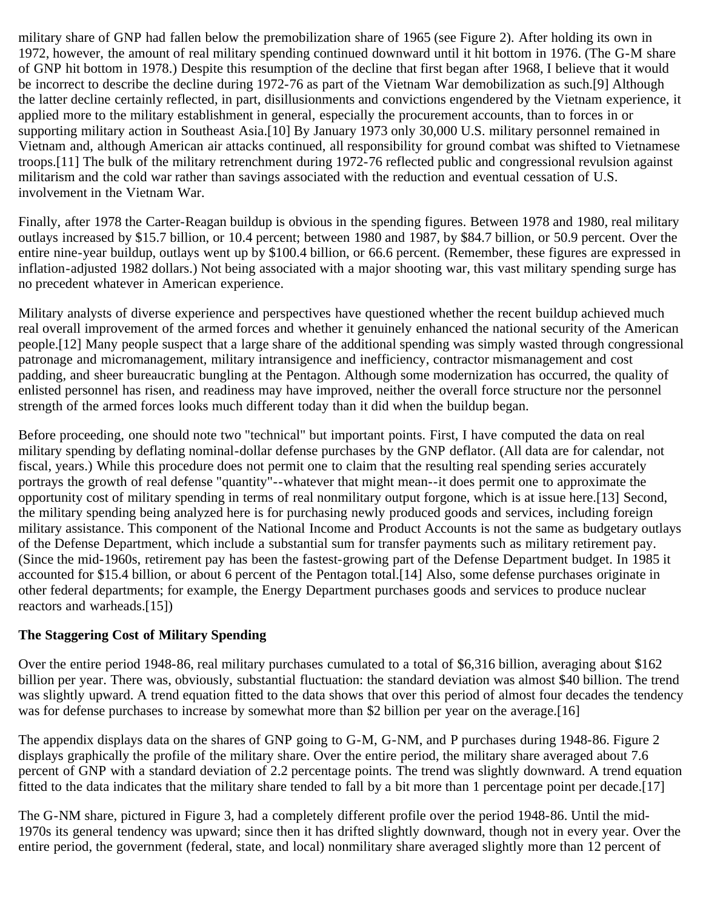military share of GNP had fallen below the premobilization share of 1965 (see Figure 2). After holding its own in 1972, however, the amount of real military spending continued downward until it hit bottom in 1976. (The G-M share of GNP hit bottom in 1978.) Despite this resumption of the decline that first began after 1968, I believe that it would be incorrect to describe the decline during 1972-76 as part of the Vietnam War demobilization as such.[9] Although the latter decline certainly reflected, in part, disillusionments and convictions engendered by the Vietnam experience, it applied more to the military establishment in general, especially the procurement accounts, than to forces in or supporting military action in Southeast Asia.[10] By January 1973 only 30,000 U.S. military personnel remained in Vietnam and, although American air attacks continued, all responsibility for ground combat was shifted to Vietnamese troops.[11] The bulk of the military retrenchment during 1972-76 reflected public and congressional revulsion against militarism and the cold war rather than savings associated with the reduction and eventual cessation of U.S. involvement in the Vietnam War.

Finally, after 1978 the Carter-Reagan buildup is obvious in the spending figures. Between 1978 and 1980, real military outlays increased by $15.7 billion, or 10.4 percent; between 1980 and 1987, by $84.7 billion, or 50.9 percent. Over the entire nine-year buildup, outlays went up by $100.4 billion, or 66.6 percent. (Remember, these figures are expressed in inflation-adjusted 1982 dollars.) Not being associated with a major shooting war, this vast military spending surge has no precedent whatever in American experience.

Military analysts of diverse experience and perspectives have questioned whether the recent buildup achieved much real overall improvement of the armed forces and whether it genuinely enhanced the national security of the American people.[12] Many people suspect that a large share of the additional spending was simply wasted through congressional patronage and micromanagement, military intransigence and inefficiency, contractor mismanagement and cost padding, and sheer bureaucratic bungling at the Pentagon. Although some modernization has occurred, the quality of enlisted personnel has risen, and readiness may have improved, neither the overall force structure nor the personnel strength of the armed forces looks much different today than it did when the buildup began.

Before proceeding, one should note two "technical" but important points. First, I have computed the data on real military spending by deflating nominal-dollar defense purchases by the GNP deflator. (All data are for calendar, not fiscal, years.) While this procedure does not permit one to claim that the resulting real spending series accurately portrays the growth of real defense "quantity"--whatever that might mean--it does permit one to approximate the opportunity cost of military spending in terms of real nonmilitary output forgone, which is at issue here.[13] Second, the military spending being analyzed here is for purchasing newly produced goods and services, including foreign military assistance. This component of the National Income and Product Accounts is not the same as budgetary outlays of the Defense Department, which include a substantial sum for transfer payments such as military retirement pay. (Since the mid-1960s, retirement pay has been the fastest-growing part of the Defense Department budget. In 1985 it accounted for $15.4 billion, or about 6 percent of the Pentagon total.[14] Also, some defense purchases originate in other federal departments; for example, the Energy Department purchases goods and services to produce nuclear reactors and warheads.[15])

## The Staggering Cost of Military Spending

Over the entire period 1948-86, real military purchases cumulated to a total of $6,316 billion, averaging about $162 billion per year. There was, obviously, substantial fluctuation: the standard deviation was almost $40 billion. The trend was slightly upward. A trend equation fitted to the data shows that over this period of almost four decades the tendency was for defense purchases to increase by somewhat more than $2 billion per year on the average.[16]

The appendix displays data on the shares of GNP going to G-M, G-NM, and P purchases during 1948-86. Figure 2 displays graphically the profile of the military share. Over the entire period, the military share averaged about 7.6 percent of GNP with a standard deviation of 2.2 percentage points. The trend was slightly downward. A trend equation fitted to the data indicates that the military share tended to fall by a bit more than 1 percentage point per decade.[17]

The G-NM share, pictured in Figure 3, had a completely different profile over the period 1948-86. Until the mid-1970s its general tendency was upward; since then it has drifted slightly downward, though not in every year. Over the entire period, the government (federal, state, and local) nonmilitary share averaged slightly more than 12 percent of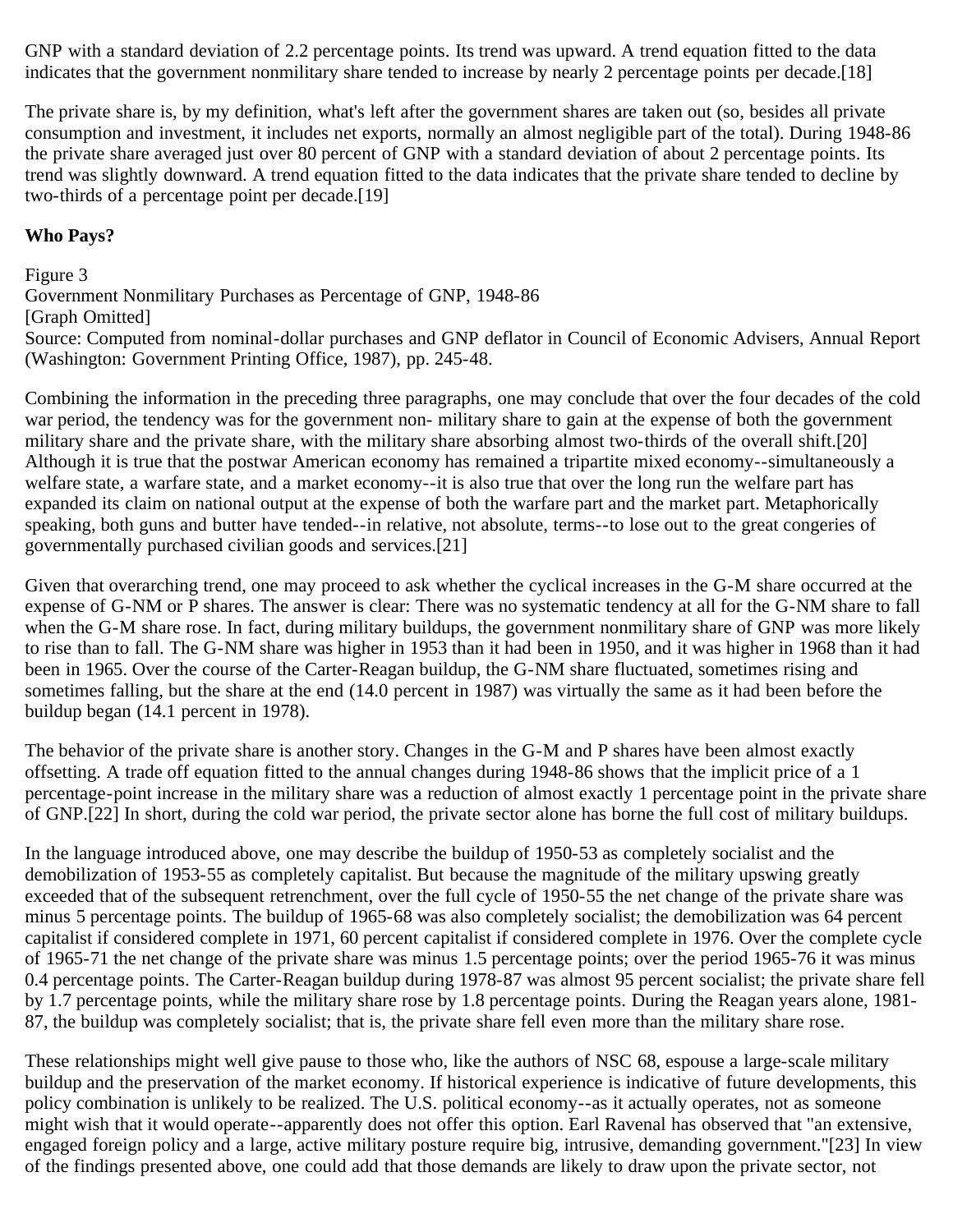GNP with a standard deviation of 2.2 percentage points. Its trend was upward. A trend equation fitted to the data indicates that the government nonmilitary share tended to increase by nearly 2 percentage points per decade.[18]

The private share is, by my definition, what's left after the government shares are taken out (so, besides all private consumption and investment, it includes net exports, normally an almost negligible part of the total). During 1948-86 the private share averaged just over 80 percent of GNP with a standard deviation of about 2 percentage points. Its trend was slightly downward. A trend equation fitted to the data indicates that the private share tended to decline by two-thirds of a percentage point per decade.[19]

**Who Pays?**

Figure 3
Government Nonmilitary Purchases as Percentage of GNP, 1948-86
[Graph Omitted]
Source: Computed from nominal-dollar purchases and GNP deflator in Council of Economic Advisers, Annual Report (Washington: Government Printing Office, 1987), pp. 245-48.

Combining the information in the preceding three paragraphs, one may conclude that over the four decades of the cold war period, the tendency was for the government non- military share to gain at the expense of both the government military share and the private share, with the military share absorbing almost two-thirds of the overall shift.[20] Although it is true that the postwar American economy has remained a tripartite mixed economy--simultaneously a welfare state, a warfare state, and a market economy--it is also true that over the long run the welfare part has expanded its claim on national output at the expense of both the warfare part and the market part. Metaphorically speaking, both guns and butter have tended--in relative, not absolute, terms--to lose out to the great congeries of governmentally purchased civilian goods and services.[21]

Given that overarching trend, one may proceed to ask whether the cyclical increases in the G-M share occurred at the expense of G-NM or P shares. The answer is clear: There was no systematic tendency at all for the G-NM share to fall when the G-M share rose. In fact, during military buildups, the government nonmilitary share of GNP was more likely to rise than to fall. The G-NM share was higher in 1953 than it had been in 1950, and it was higher in 1968 than it had been in 1965. Over the course of the Carter-Reagan buildup, the G-NM share fluctuated, sometimes rising and sometimes falling, but the share at the end (14.0 percent in 1987) was virtually the same as it had been before the buildup began (14.1 percent in 1978).

The behavior of the private share is another story. Changes in the G-M and P shares have been almost exactly offsetting. A trade off equation fitted to the annual changes during 1948-86 shows that the implicit price of a 1 percentage-point increase in the military share was a reduction of almost exactly 1 percentage point in the private share of GNP.[22] In short, during the cold war period, the private sector alone has borne the full cost of military buildups.

In the language introduced above, one may describe the buildup of 1950-53 as completely socialist and the demobilization of 1953-55 as completely capitalist. But because the magnitude of the military upswing greatly exceeded that of the subsequent retrenchment, over the full cycle of 1950-55 the net change of the private share was minus 5 percentage points. The buildup of 1965-68 was also completely socialist; the demobilization was 64 percent capitalist if considered complete in 1971, 60 percent capitalist if considered complete in 1976. Over the complete cycle of 1965-71 the net change of the private share was minus 1.5 percentage points; over the period 1965-76 it was minus 0.4 percentage points. The Carter-Reagan buildup during 1978-87 was almost 95 percent socialist; the private share fell by 1.7 percentage points, while the military share rose by 1.8 percentage points. During the Reagan years alone, 1981-87, the buildup was completely socialist; that is, the private share fell even more than the military share rose.

These relationships might well give pause to those who, like the authors of NSC 68, espouse a large-scale military buildup and the preservation of the market economy. If historical experience is indicative of future developments, this policy combination is unlikely to be realized. The U.S. political economy--as it actually operates, not as someone might wish that it would operate--apparently does not offer this option. Earl Ravenal has observed that "an extensive, engaged foreign policy and a large, active military posture require big, intrusive, demanding government."[23] In view of the findings presented above, one could add that those demands are likely to draw upon the private sector, not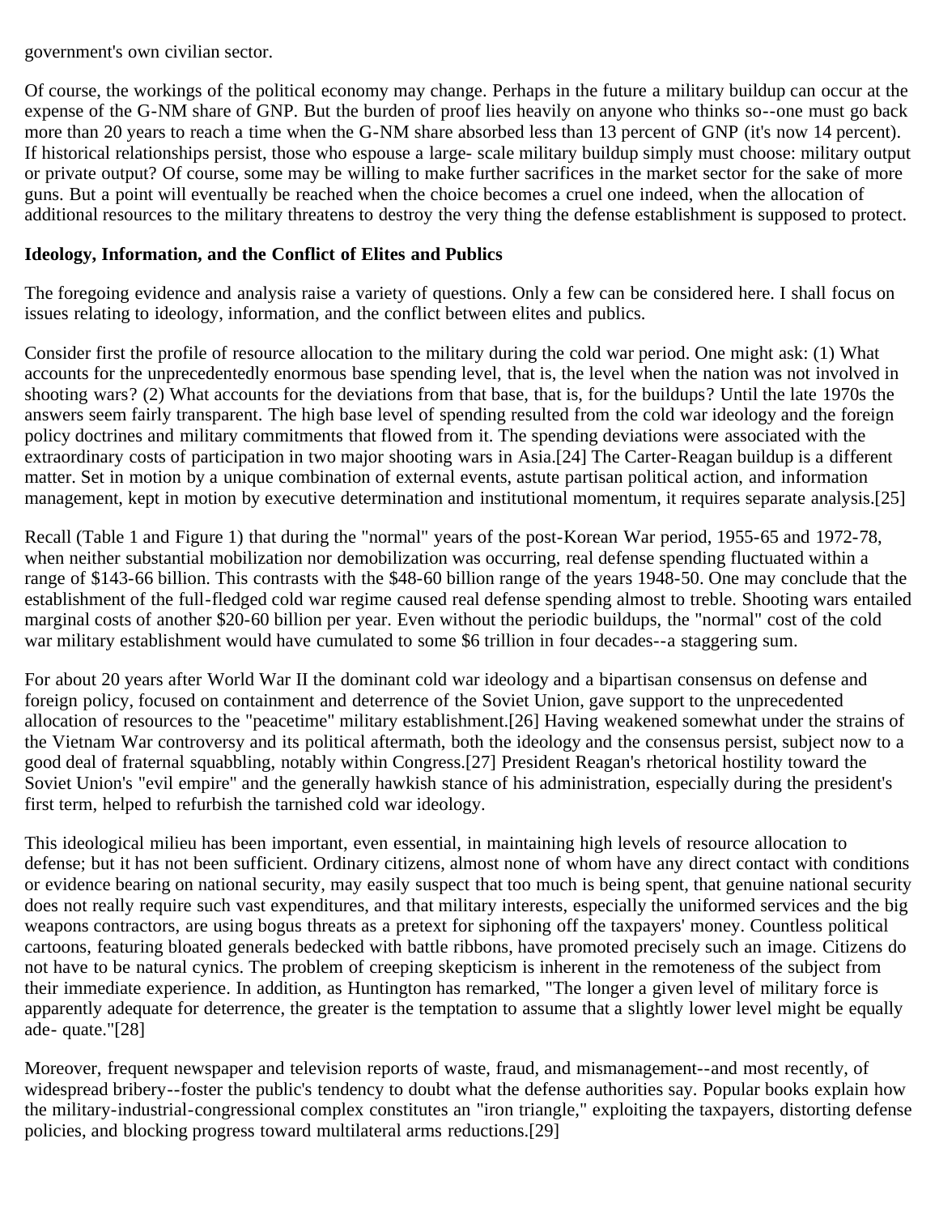government's own civilian sector.

Of course, the workings of the political economy may change. Perhaps in the future a military buildup can occur at the expense of the G-NM share of GNP. But the burden of proof lies heavily on anyone who thinks so--one must go back more than 20 years to reach a time when the G-NM share absorbed less than 13 percent of GNP (it's now 14 percent). If historical relationships persist, those who espouse a large- scale military buildup simply must choose: military output or private output? Of course, some may be willing to make further sacrifices in the market sector for the sake of more guns. But a point will eventually be reached when the choice becomes a cruel one indeed, when the allocation of additional resources to the military threatens to destroy the very thing the defense establishment is supposed to protect.

**Ideology, Information, and the Conflict of Elites and Publics**

The foregoing evidence and analysis raise a variety of questions. Only a few can be considered here. I shall focus on issues relating to ideology, information, and the conflict between elites and publics.

Consider first the profile of resource allocation to the military during the cold war period. One might ask: (1) What accounts for the unprecedentedly enormous base spending level, that is, the level when the nation was not involved in shooting wars? (2) What accounts for the deviations from that base, that is, for the buildups? Until the late 1970s the answers seem fairly transparent. The high base level of spending resulted from the cold war ideology and the foreign policy doctrines and military commitments that flowed from it. The spending deviations were associated with the extraordinary costs of participation in two major shooting wars in Asia.[24] The Carter-Reagan buildup is a different matter. Set in motion by a unique combination of external events, astute partisan political action, and information management, kept in motion by executive determination and institutional momentum, it requires separate analysis.[25]

Recall (Table 1 and Figure 1) that during the "normal" years of the post-Korean War period, 1955-65 and 1972-78, when neither substantial mobilization nor demobilization was occurring, real defense spending fluctuated within a range of $143-66 billion. This contrasts with the $48-60 billion range of the years 1948-50. One may conclude that the establishment of the full-fledged cold war regime caused real defense spending almost to treble. Shooting wars entailed marginal costs of another $20-60 billion per year. Even without the periodic buildups, the "normal" cost of the cold war military establishment would have cumulated to some $6 trillion in four decades--a staggering sum.

For about 20 years after World War II the dominant cold war ideology and a bipartisan consensus on defense and foreign policy, focused on containment and deterrence of the Soviet Union, gave support to the unprecedented allocation of resources to the "peacetime" military establishment.[26] Having weakened somewhat under the strains of the Vietnam War controversy and its political aftermath, both the ideology and the consensus persist, subject now to a good deal of fraternal squabbling, notably within Congress.[27] President Reagan's rhetorical hostility toward the Soviet Union's "evil empire" and the generally hawkish stance of his administration, especially during the president's first term, helped to refurbish the tarnished cold war ideology.

This ideological milieu has been important, even essential, in maintaining high levels of resource allocation to defense; but it has not been sufficient. Ordinary citizens, almost none of whom have any direct contact with conditions or evidence bearing on national security, may easily suspect that too much is being spent, that genuine national security does not really require such vast expenditures, and that military interests, especially the uniformed services and the big weapons contractors, are using bogus threats as a pretext for siphoning off the taxpayers' money. Countless political cartoons, featuring bloated generals bedecked with battle ribbons, have promoted precisely such an image. Citizens do not have to be natural cynics. The problem of creeping skepticism is inherent in the remoteness of the subject from their immediate experience. In addition, as Huntington has remarked, "The longer a given level of military force is apparently adequate for deterrence, the greater is the temptation to assume that a slightly lower level might be equally ade- quate."[28]

Moreover, frequent newspaper and television reports of waste, fraud, and mismanagement--and most recently, of widespread bribery--foster the public's tendency to doubt what the defense authorities say. Popular books explain how the military-industrial-congressional complex constitutes an "iron triangle," exploiting the taxpayers, distorting defense policies, and blocking progress toward multilateral arms reductions.[29]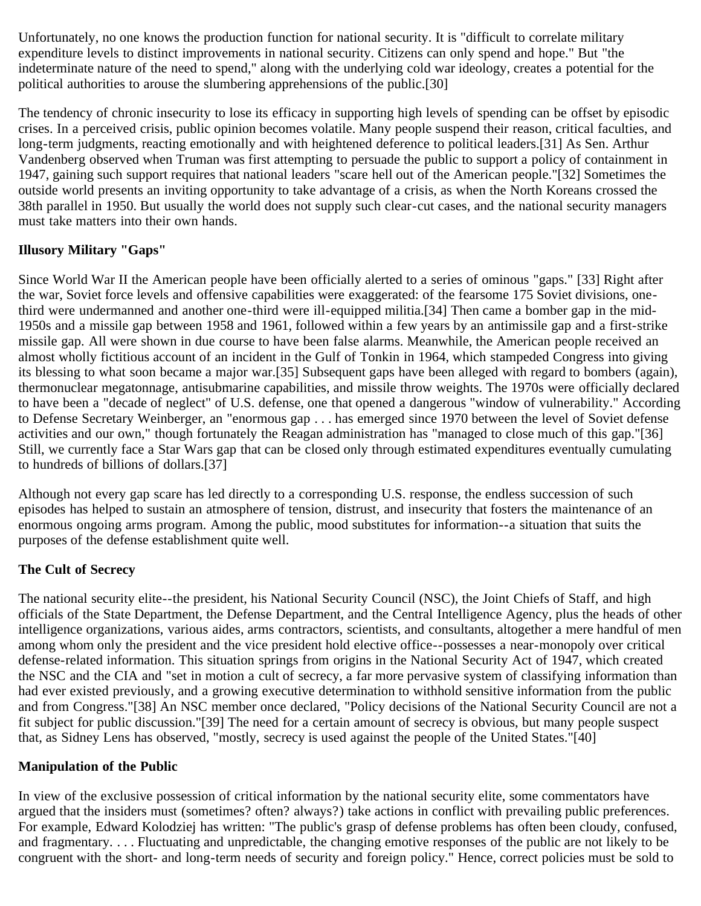Unfortunately, no one knows the production function for national security. It is "difficult to correlate military expenditure levels to distinct improvements in national security. Citizens can only spend and hope." But "the indeterminate nature of the need to spend," along with the underlying cold war ideology, creates a potential for the political authorities to arouse the slumbering apprehensions of the public.[30]

The tendency of chronic insecurity to lose its efficacy in supporting high levels of spending can be offset by episodic crises. In a perceived crisis, public opinion becomes volatile. Many people suspend their reason, critical faculties, and long-term judgments, reacting emotionally and with heightened deference to political leaders.[31] As Sen. Arthur Vandenberg observed when Truman was first attempting to persuade the public to support a policy of containment in 1947, gaining such support requires that national leaders "scare hell out of the American people."[32] Sometimes the outside world presents an inviting opportunity to take advantage of a crisis, as when the North Koreans crossed the 38th parallel in 1950. But usually the world does not supply such clear-cut cases, and the national security managers must take matters into their own hands.

### Illusory Military "Gaps"

Since World War II the American people have been officially alerted to a series of ominous "gaps." [33] Right after the war, Soviet force levels and offensive capabilities were exaggerated: of the fearsome 175 Soviet divisions, one-third were undermanned and another one-third were ill-equipped militia.[34] Then came a bomber gap in the mid-1950s and a missile gap between 1958 and 1961, followed within a few years by an antimissile gap and a first-strike missile gap. All were shown in due course to have been false alarms. Meanwhile, the American people received an almost wholly fictitious account of an incident in the Gulf of Tonkin in 1964, which stampeded Congress into giving its blessing to what soon became a major war.[35] Subsequent gaps have been alleged with regard to bombers (again), thermonuclear megatonnage, antisubmarine capabilities, and missile throw weights. The 1970s were officially declared to have been a "decade of neglect" of U.S. defense, one that opened a dangerous "window of vulnerability." According to Defense Secretary Weinberger, an "enormous gap . . . has emerged since 1970 between the level of Soviet defense activities and our own," though fortunately the Reagan administration has "managed to close much of this gap."[36] Still, we currently face a Star Wars gap that can be closed only through estimated expenditures eventually cumulating to hundreds of billions of dollars.[37]

Although not every gap scare has led directly to a corresponding U.S. response, the endless succession of such episodes has helped to sustain an atmosphere of tension, distrust, and insecurity that fosters the maintenance of an enormous ongoing arms program. Among the public, mood substitutes for information--a situation that suits the purposes of the defense establishment quite well.

### The Cult of Secrecy

The national security elite--the president, his National Security Council (NSC), the Joint Chiefs of Staff, and high officials of the State Department, the Defense Department, and the Central Intelligence Agency, plus the heads of other intelligence organizations, various aides, arms contractors, scientists, and consultants, altogether a mere handful of men among whom only the president and the vice president hold elective office--possesses a near-monopoly over critical defense-related information. This situation springs from origins in the National Security Act of 1947, which created the NSC and the CIA and "set in motion a cult of secrecy, a far more pervasive system of classifying information than had ever existed previously, and a growing executive determination to withhold sensitive information from the public and from Congress."[38] An NSC member once declared, "Policy decisions of the National Security Council are not a fit subject for public discussion."[39] The need for a certain amount of secrecy is obvious, but many people suspect that, as Sidney Lens has observed, "mostly, secrecy is used against the people of the United States."[40]

### Manipulation of the Public

In view of the exclusive possession of critical information by the national security elite, some commentators have argued that the insiders must (sometimes? often? always?) take actions in conflict with prevailing public preferences. For example, Edward Kolodziej has written: "The public's grasp of defense problems has often been cloudy, confused, and fragmentary. . . . Fluctuating and unpredictable, the changing emotive responses of the public are not likely to be congruent with the short- and long-term needs of security and foreign policy." Hence, correct policies must be sold to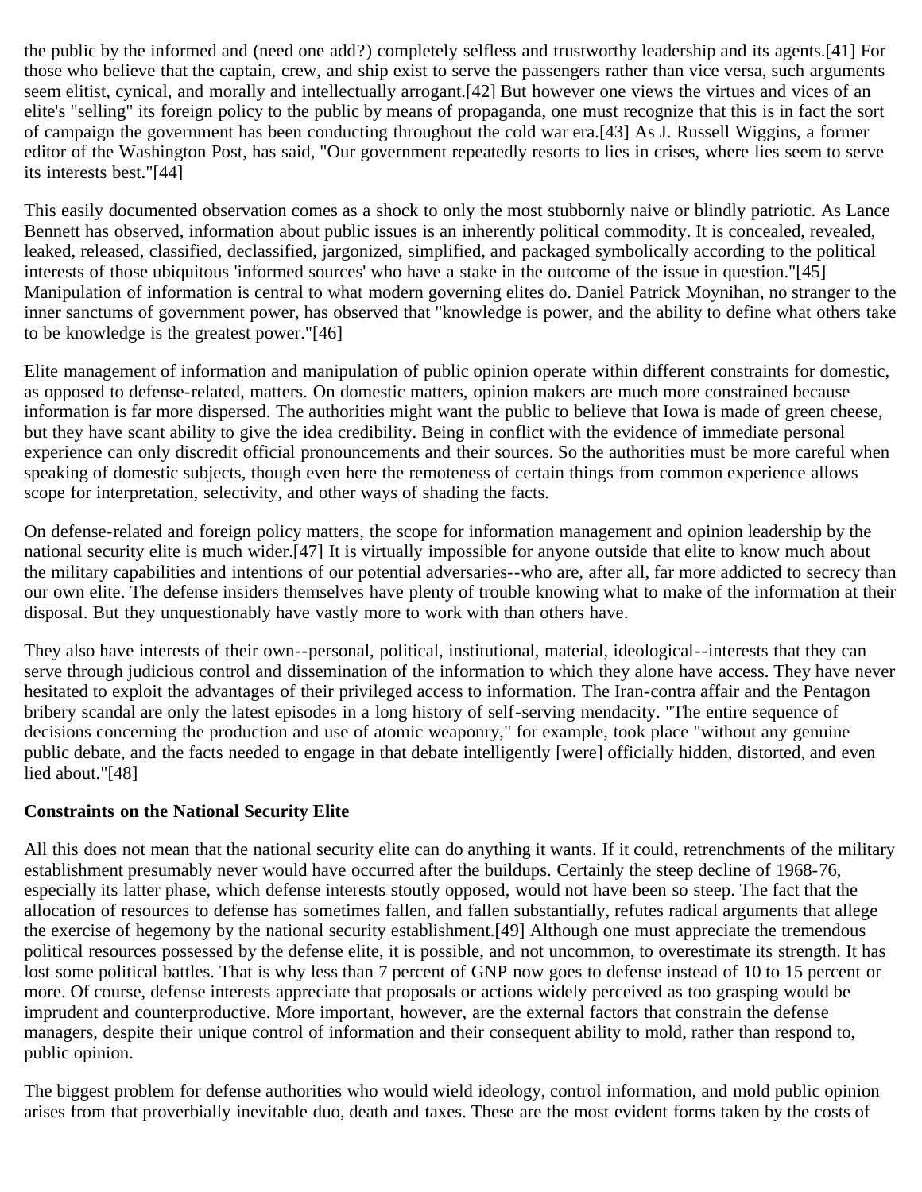the public by the informed and (need one add?) completely selfless and trustworthy leadership and its agents.[41] For those who believe that the captain, crew, and ship exist to serve the passengers rather than vice versa, such arguments seem elitist, cynical, and morally and intellectually arrogant.[42] But however one views the virtues and vices of an elite's "selling" its foreign policy to the public by means of propaganda, one must recognize that this is in fact the sort of campaign the government has been conducting throughout the cold war era.[43] As J. Russell Wiggins, a former editor of the Washington Post, has said, "Our government repeatedly resorts to lies in crises, where lies seem to serve its interests best."[44]

This easily documented observation comes as a shock to only the most stubbornly naive or blindly patriotic. As Lance Bennett has observed, information about public issues is an inherently political commodity. It is concealed, revealed, leaked, released, classified, declassified, jargonized, simplified, and packaged symbolically according to the political interests of those ubiquitous 'informed sources' who have a stake in the outcome of the issue in question."[45] Manipulation of information is central to what modern governing elites do. Daniel Patrick Moynihan, no stranger to the inner sanctums of government power, has observed that "knowledge is power, and the ability to define what others take to be knowledge is the greatest power."[46]

Elite management of information and manipulation of public opinion operate within different constraints for domestic, as opposed to defense-related, matters. On domestic matters, opinion makers are much more constrained because information is far more dispersed. The authorities might want the public to believe that Iowa is made of green cheese, but they have scant ability to give the idea credibility. Being in conflict with the evidence of immediate personal experience can only discredit official pronouncements and their sources. So the authorities must be more careful when speaking of domestic subjects, though even here the remoteness of certain things from common experience allows scope for interpretation, selectivity, and other ways of shading the facts.

On defense-related and foreign policy matters, the scope for information management and opinion leadership by the national security elite is much wider.[47] It is virtually impossible for anyone outside that elite to know much about the military capabilities and intentions of our potential adversaries--who are, after all, far more addicted to secrecy than our own elite. The defense insiders themselves have plenty of trouble knowing what to make of the information at their disposal. But they unquestionably have vastly more to work with than others have.

They also have interests of their own--personal, political, institutional, material, ideological--interests that they can serve through judicious control and dissemination of the information to which they alone have access. They have never hesitated to exploit the advantages of their privileged access to information. The Iran-contra affair and the Pentagon bribery scandal are only the latest episodes in a long history of self-serving mendacity. "The entire sequence of decisions concerning the production and use of atomic weaponry," for example, took place "without any genuine public debate, and the facts needed to engage in that debate intelligently [were] officially hidden, distorted, and even lied about."[48]

**Constraints on the National Security Elite**

All this does not mean that the national security elite can do anything it wants. If it could, retrenchments of the military establishment presumably never would have occurred after the buildups. Certainly the steep decline of 1968-76, especially its latter phase, which defense interests stoutly opposed, would not have been so steep. The fact that the allocation of resources to defense has sometimes fallen, and fallen substantially, refutes radical arguments that allege the exercise of hegemony by the national security establishment.[49] Although one must appreciate the tremendous political resources possessed by the defense elite, it is possible, and not uncommon, to overestimate its strength. It has lost some political battles. That is why less than 7 percent of GNP now goes to defense instead of 10 to 15 percent or more. Of course, defense interests appreciate that proposals or actions widely perceived as too grasping would be imprudent and counterproductive. More important, however, are the external factors that constrain the defense managers, despite their unique control of information and their consequent ability to mold, rather than respond to, public opinion.

The biggest problem for defense authorities who would wield ideology, control information, and mold public opinion arises from that proverbially inevitable duo, death and taxes. These are the most evident forms taken by the costs of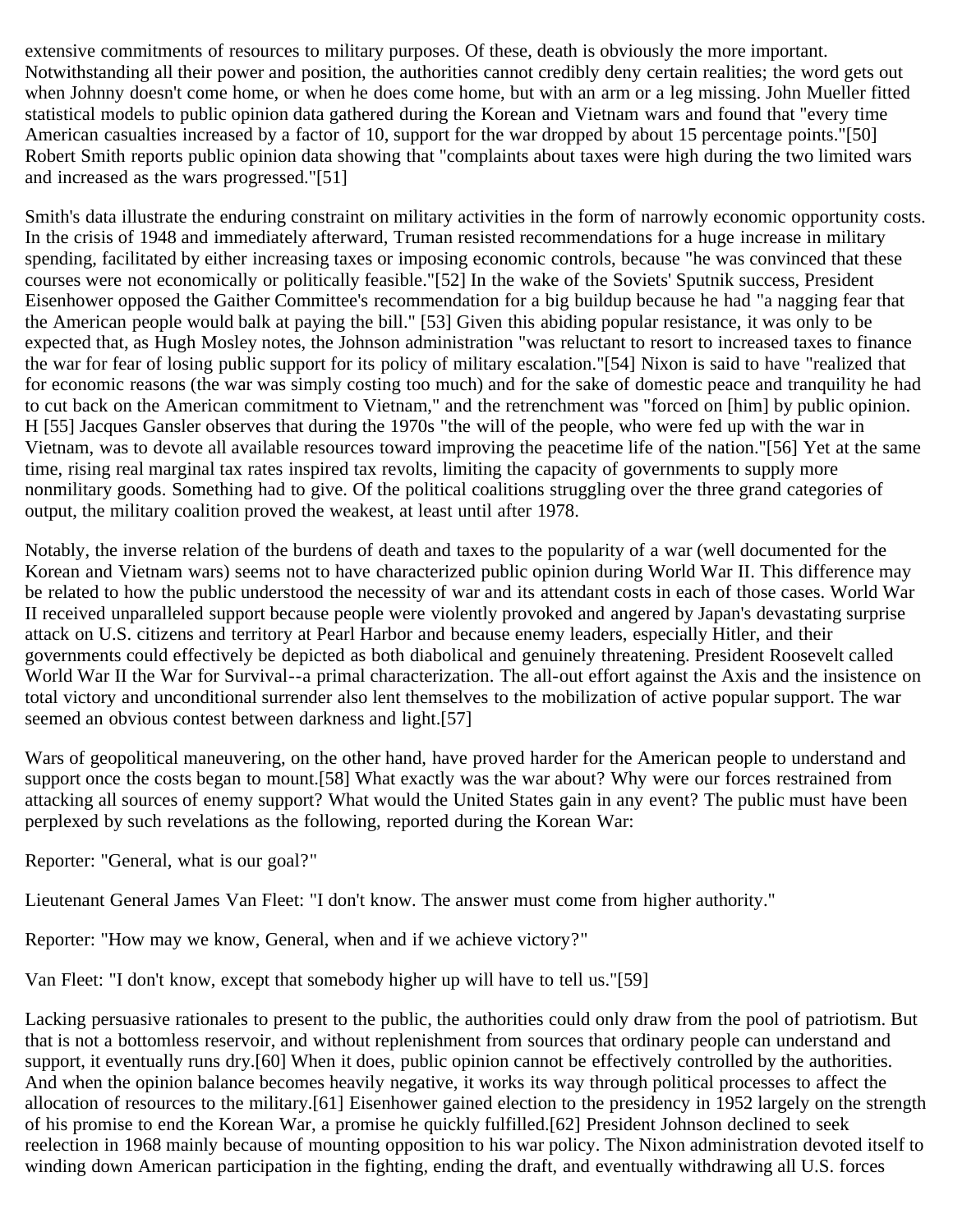extensive commitments of resources to military purposes. Of these, death is obviously the more important. Notwithstanding all their power and position, the authorities cannot credibly deny certain realities; the word gets out when Johnny doesn't come home, or when he does come home, but with an arm or a leg missing. John Mueller fitted statistical models to public opinion data gathered during the Korean and Vietnam wars and found that "every time American casualties increased by a factor of 10, support for the war dropped by about 15 percentage points."[50] Robert Smith reports public opinion data showing that "complaints about taxes were high during the two limited wars and increased as the wars progressed."[51]

Smith's data illustrate the enduring constraint on military activities in the form of narrowly economic opportunity costs. In the crisis of 1948 and immediately afterward, Truman resisted recommendations for a huge increase in military spending, facilitated by either increasing taxes or imposing economic controls, because "he was convinced that these courses were not economically or politically feasible."[52] In the wake of the Soviets' Sputnik success, President Eisenhower opposed the Gaither Committee's recommendation for a big buildup because he had "a nagging fear that the American people would balk at paying the bill." [53] Given this abiding popular resistance, it was only to be expected that, as Hugh Mosley notes, the Johnson administration "was reluctant to resort to increased taxes to finance the war for fear of losing public support for its policy of military escalation."[54] Nixon is said to have "realized that for economic reasons (the war was simply costing too much) and for the sake of domestic peace and tranquility he had to cut back on the American commitment to Vietnam," and the retrenchment was "forced on [him] by public opinion. H [55] Jacques Gansler observes that during the 1970s "the will of the people, who were fed up with the war in Vietnam, was to devote all available resources toward improving the peacetime life of the nation."[56] Yet at the same time, rising real marginal tax rates inspired tax revolts, limiting the capacity of governments to supply more nonmilitary goods. Something had to give. Of the political coalitions struggling over the three grand categories of output, the military coalition proved the weakest, at least until after 1978.

Notably, the inverse relation of the burdens of death and taxes to the popularity of a war (well documented for the Korean and Vietnam wars) seems not to have characterized public opinion during World War II. This difference may be related to how the public understood the necessity of war and its attendant costs in each of those cases. World War II received unparalleled support because people were violently provoked and angered by Japan's devastating surprise attack on U.S. citizens and territory at Pearl Harbor and because enemy leaders, especially Hitler, and their governments could effectively be depicted as both diabolical and genuinely threatening. President Roosevelt called World War II the War for Survival--a primal characterization. The all-out effort against the Axis and the insistence on total victory and unconditional surrender also lent themselves to the mobilization of active popular support. The war seemed an obvious contest between darkness and light.[57]

Wars of geopolitical maneuvering, on the other hand, have proved harder for the American people to understand and support once the costs began to mount.[58] What exactly was the war about? Why were our forces restrained from attacking all sources of enemy support? What would the United States gain in any event? The public must have been perplexed by such revelations as the following, reported during the Korean War:

Reporter: "General, what is our goal?"

Lieutenant General James Van Fleet: "I don't know. The answer must come from higher authority."

Reporter: "How may we know, General, when and if we achieve victory?"

Van Fleet: "I don't know, except that somebody higher up will have to tell us."[59]

Lacking persuasive rationales to present to the public, the authorities could only draw from the pool of patriotism. But that is not a bottomless reservoir, and without replenishment from sources that ordinary people can understand and support, it eventually runs dry.[60] When it does, public opinion cannot be effectively controlled by the authorities. And when the opinion balance becomes heavily negative, it works its way through political processes to affect the allocation of resources to the military.[61] Eisenhower gained election to the presidency in 1952 largely on the strength of his promise to end the Korean War, a promise he quickly fulfilled.[62] President Johnson declined to seek reelection in 1968 mainly because of mounting opposition to his war policy. The Nixon administration devoted itself to winding down American participation in the fighting, ending the draft, and eventually withdrawing all U.S. forces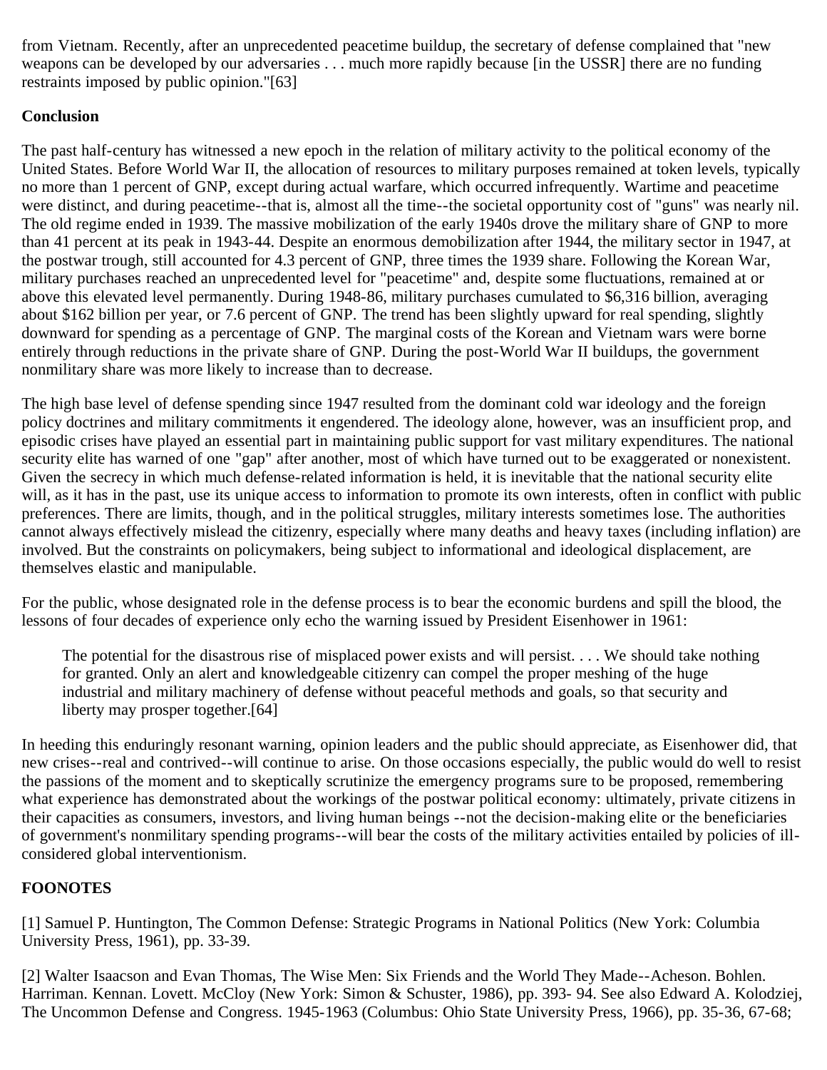from Vietnam. Recently, after an unprecedented peacetime buildup, the secretary of defense complained that "new weapons can be developed by our adversaries . . . much more rapidly because [in the USSR] there are no funding restraints imposed by public opinion."[63]

**Conclusion**

The past half-century has witnessed a new epoch in the relation of military activity to the political economy of the United States. Before World War II, the allocation of resources to military purposes remained at token levels, typically no more than 1 percent of GNP, except during actual warfare, which occurred infrequently. Wartime and peacetime were distinct, and during peacetime--that is, almost all the time--the societal opportunity cost of "guns" was nearly nil. The old regime ended in 1939. The massive mobilization of the early 1940s drove the military share of GNP to more than 41 percent at its peak in 1943-44. Despite an enormous demobilization after 1944, the military sector in 1947, at the postwar trough, still accounted for 4.3 percent of GNP, three times the 1939 share. Following the Korean War, military purchases reached an unprecedented level for "peacetime" and, despite some fluctuations, remained at or above this elevated level permanently. During 1948-86, military purchases cumulated to $6,316 billion, averaging about $162 billion per year, or 7.6 percent of GNP. The trend has been slightly upward for real spending, slightly downward for spending as a percentage of GNP. The marginal costs of the Korean and Vietnam wars were borne entirely through reductions in the private share of GNP. During the post-World War II buildups, the government nonmilitary share was more likely to increase than to decrease.

The high base level of defense spending since 1947 resulted from the dominant cold war ideology and the foreign policy doctrines and military commitments it engendered. The ideology alone, however, was an insufficient prop, and episodic crises have played an essential part in maintaining public support for vast military expenditures. The national security elite has warned of one "gap" after another, most of which have turned out to be exaggerated or nonexistent. Given the secrecy in which much defense-related information is held, it is inevitable that the national security elite will, as it has in the past, use its unique access to information to promote its own interests, often in conflict with public preferences. There are limits, though, and in the political struggles, military interests sometimes lose. The authorities cannot always effectively mislead the citizenry, especially where many deaths and heavy taxes (including inflation) are involved. But the constraints on policymakers, being subject to informational and ideological displacement, are themselves elastic and manipulable.

For the public, whose designated role in the defense process is to bear the economic burdens and spill the blood, the lessons of four decades of experience only echo the warning issued by President Eisenhower in 1961:

> The potential for the disastrous rise of misplaced power exists and will persist. . . . We should take nothing for granted. Only an alert and knowledgeable citizenry can compel the proper meshing of the huge industrial and military machinery of defense without peaceful methods and goals, so that security and liberty may prosper together.[64]

In heeding this enduringly resonant warning, opinion leaders and the public should appreciate, as Eisenhower did, that new crises--real and contrived--will continue to arise. On those occasions especially, the public would do well to resist the passions of the moment and to skeptically scrutinize the emergency programs sure to be proposed, remembering what experience has demonstrated about the workings of the postwar political economy: ultimately, private citizens in their capacities as consumers, investors, and living human beings --not the decision-making elite or the beneficiaries of government's nonmilitary spending programs--will bear the costs of the military activities entailed by policies of ill-considered global interventionism.

**FOONOTES**

[1] Samuel P. Huntington, The Common Defense: Strategic Programs in National Politics (New York: Columbia University Press, 1961), pp. 33-39.

[2] Walter Isaacson and Evan Thomas, The Wise Men: Six Friends and the World They Made--Acheson. Bohlen. Harriman. Kennan. Lovett. McCloy (New York: Simon & Schuster, 1986), pp. 393- 94. See also Edward A. Kolodziej, The Uncommon Defense and Congress. 1945-1963 (Columbus: Ohio State University Press, 1966), pp. 35-36, 67-68;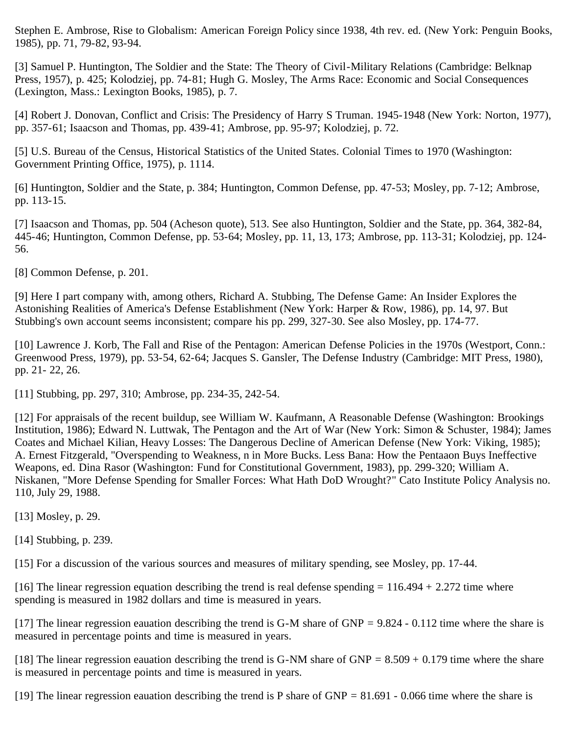Stephen E. Ambrose, Rise to Globalism: American Foreign Policy since 1938, 4th rev. ed. (New York: Penguin Books, 1985), pp. 71, 79-82, 93-94.

[3] Samuel P. Huntington, The Soldier and the State: The Theory of Civil-Military Relations (Cambridge: Belknap Press, 1957), p. 425; Kolodziej, pp. 74-81; Hugh G. Mosley, The Arms Race: Economic and Social Consequences (Lexington, Mass.: Lexington Books, 1985), p. 7.

[4] Robert J. Donovan, Conflict and Crisis: The Presidency of Harry S Truman. 1945-1948 (New York: Norton, 1977), pp. 357-61; Isaacson and Thomas, pp. 439-41; Ambrose, pp. 95-97; Kolodziej, p. 72.

[5] U.S. Bureau of the Census, Historical Statistics of the United States. Colonial Times to 1970 (Washington: Government Printing Office, 1975), p. 1114.

[6] Huntington, Soldier and the State, p. 384; Huntington, Common Defense, pp. 47-53; Mosley, pp. 7-12; Ambrose, pp. 113-15.

[7] Isaacson and Thomas, pp. 504 (Acheson quote), 513. See also Huntington, Soldier and the State, pp. 364, 382-84, 445-46; Huntington, Common Defense, pp. 53-64; Mosley, pp. 11, 13, 173; Ambrose, pp. 113-31; Kolodziej, pp. 124-56.

[8] Common Defense, p. 201.

[9] Here I part company with, among others, Richard A. Stubbing, The Defense Game: An Insider Explores the Astonishing Realities of America's Defense Establishment (New York: Harper & Row, 1986), pp. 14, 97. But Stubbing's own account seems inconsistent; compare his pp. 299, 327-30. See also Mosley, pp. 174-77.

[10] Lawrence J. Korb, The Fall and Rise of the Pentagon: American Defense Policies in the 1970s (Westport, Conn.: Greenwood Press, 1979), pp. 53-54, 62-64; Jacques S. Gansler, The Defense Industry (Cambridge: MIT Press, 1980), pp. 21- 22, 26.

[11] Stubbing, pp. 297, 310; Ambrose, pp. 234-35, 242-54.

[12] For appraisals of the recent buildup, see William W. Kaufmann, A Reasonable Defense (Washington: Brookings Institution, 1986); Edward N. Luttwak, The Pentagon and the Art of War (New York: Simon & Schuster, 1984); James Coates and Michael Kilian, Heavy Losses: The Dangerous Decline of American Defense (New York: Viking, 1985); A. Ernest Fitzgerald, "Overspending to Weakness, n in More Bucks. Less Bana: How the Pentaaon Buys Ineffective Weapons, ed. Dina Rasor (Washington: Fund for Constitutional Government, 1983), pp. 299-320; William A. Niskanen, "More Defense Spending for Smaller Forces: What Hath DoD Wrought?" Cato Institute Policy Analysis no. 110, July 29, 1988.

[13] Mosley, p. 29.

[14] Stubbing, p. 239.

[15] For a discussion of the various sources and measures of military spending, see Mosley, pp. 17-44.

[16] The linear regression equation describing the trend is real defense spending = 116.494 + 2.272 time where spending is measured in 1982 dollars and time is measured in years.

[17] The linear regression eauation describing the trend is G-M share of GNP = 9.824 - 0.112 time where the share is measured in percentage points and time is measured in years.

[18] The linear regression eauation describing the trend is G-NM share of GNP = 8.509 + 0.179 time where the share is measured in percentage points and time is measured in years.

[19] The linear regression eauation describing the trend is P share of GNP = 81.691 - 0.066 time where the share is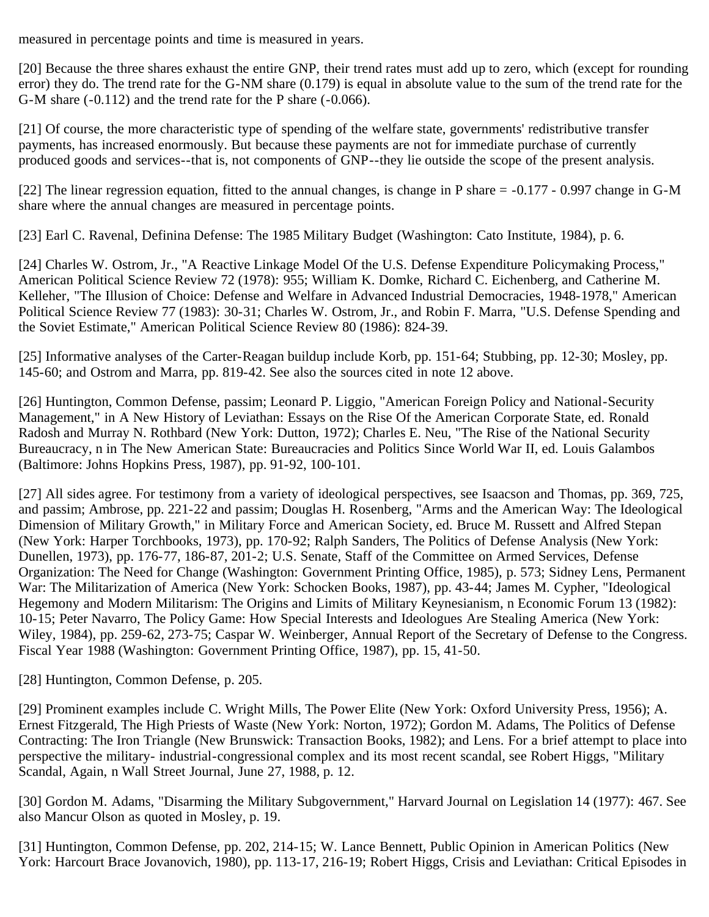measured in percentage points and time is measured in years.

[20] Because the three shares exhaust the entire GNP, their trend rates must add up to zero, which (except for rounding error) they do. The trend rate for the G-NM share (0.179) is equal in absolute value to the sum of the trend rate for the G-M share (-0.112) and the trend rate for the P share (-0.066).

[21] Of course, the more characteristic type of spending of the welfare state, governments' redistributive transfer payments, has increased enormously. But because these payments are not for immediate purchase of currently produced goods and services--that is, not components of GNP--they lie outside the scope of the present analysis.

[22] The linear regression equation, fitted to the annual changes, is change in P share = -0.177 - 0.997 change in G-M share where the annual changes are measured in percentage points.

[23] Earl C. Ravenal, Definina Defense: The 1985 Military Budget (Washington: Cato Institute, 1984), p. 6.

[24] Charles W. Ostrom, Jr., "A Reactive Linkage Model Of the U.S. Defense Expenditure Policymaking Process," American Political Science Review 72 (1978): 955; William K. Domke, Richard C. Eichenberg, and Catherine M. Kelleher, "The Illusion of Choice: Defense and Welfare in Advanced Industrial Democracies, 1948-1978," American Political Science Review 77 (1983): 30-31; Charles W. Ostrom, Jr., and Robin F. Marra, "U.S. Defense Spending and the Soviet Estimate," American Political Science Review 80 (1986): 824-39.

[25] Informative analyses of the Carter-Reagan buildup include Korb, pp. 151-64; Stubbing, pp. 12-30; Mosley, pp. 145-60; and Ostrom and Marra, pp. 819-42. See also the sources cited in note 12 above.

[26] Huntington, Common Defense, passim; Leonard P. Liggio, "American Foreign Policy and National-Security Management," in A New History of Leviathan: Essays on the Rise Of the American Corporate State, ed. Ronald Radosh and Murray N. Rothbard (New York: Dutton, 1972); Charles E. Neu, "The Rise of the National Security Bureaucracy, n in The New American State: Bureaucracies and Politics Since World War II, ed. Louis Galambos (Baltimore: Johns Hopkins Press, 1987), pp. 91-92, 100-101.

[27] All sides agree. For testimony from a variety of ideological perspectives, see Isaacson and Thomas, pp. 369, 725, and passim; Ambrose, pp. 221-22 and passim; Douglas H. Rosenberg, "Arms and the American Way: The Ideological Dimension of Military Growth," in Military Force and American Society, ed. Bruce M. Russett and Alfred Stepan (New York: Harper Torchbooks, 1973), pp. 170-92; Ralph Sanders, The Politics of Defense Analysis (New York: Dunellen, 1973), pp. 176-77, 186-87, 201-2; U.S. Senate, Staff of the Committee on Armed Services, Defense Organization: The Need for Change (Washington: Government Printing Office, 1985), p. 573; Sidney Lens, Permanent War: The Militarization of America (New York: Schocken Books, 1987), pp. 43-44; James M. Cypher, "Ideological Hegemony and Modern Militarism: The Origins and Limits of Military Keynesianism, n Economic Forum 13 (1982): 10-15; Peter Navarro, The Policy Game: How Special Interests and Ideologues Are Stealing America (New York: Wiley, 1984), pp. 259-62, 273-75; Caspar W. Weinberger, Annual Report of the Secretary of Defense to the Congress. Fiscal Year 1988 (Washington: Government Printing Office, 1987), pp. 15, 41-50.

[28] Huntington, Common Defense, p. 205.

[29] Prominent examples include C. Wright Mills, The Power Elite (New York: Oxford University Press, 1956); A. Ernest Fitzgerald, The High Priests of Waste (New York: Norton, 1972); Gordon M. Adams, The Politics of Defense Contracting: The Iron Triangle (New Brunswick: Transaction Books, 1982); and Lens. For a brief attempt to place into perspective the military- industrial-congressional complex and its most recent scandal, see Robert Higgs, "Military Scandal, Again, n Wall Street Journal, June 27, 1988, p. 12.

[30] Gordon M. Adams, "Disarming the Military Subgovernment," Harvard Journal on Legislation 14 (1977): 467. See also Mancur Olson as quoted in Mosley, p. 19.

[31] Huntington, Common Defense, pp. 202, 214-15; W. Lance Bennett, Public Opinion in American Politics (New York: Harcourt Brace Jovanovich, 1980), pp. 113-17, 216-19; Robert Higgs, Crisis and Leviathan: Critical Episodes in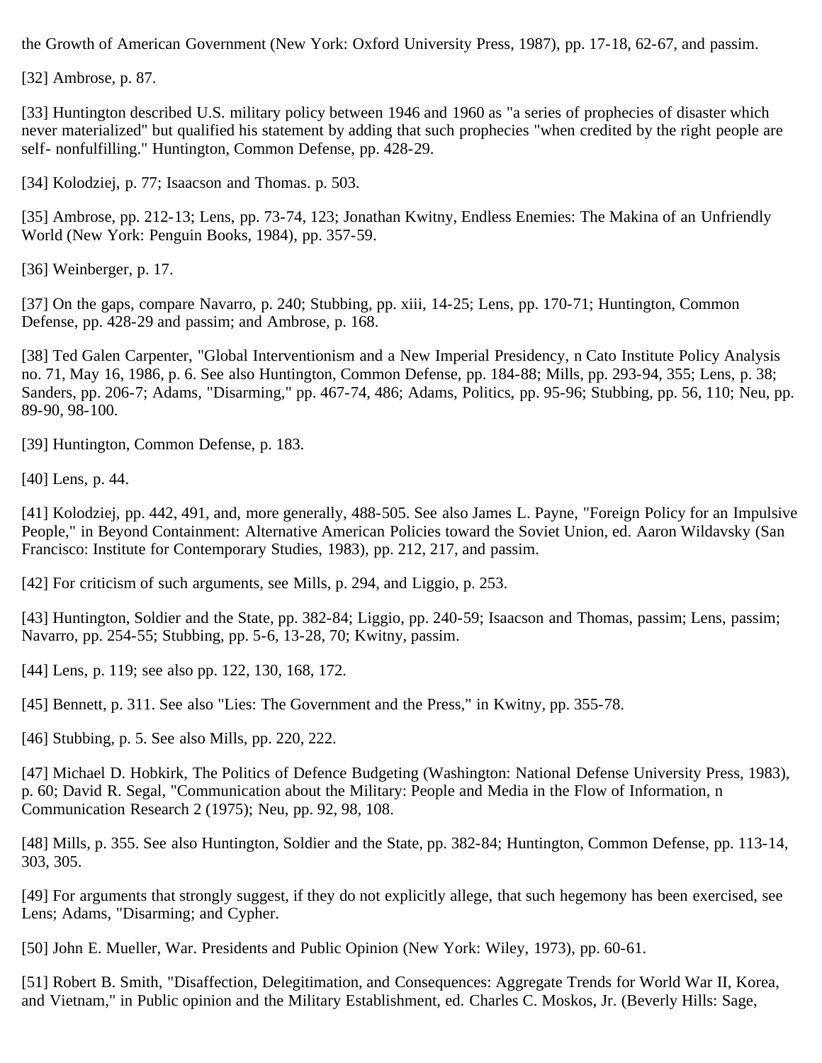the Growth of American Government (New York: Oxford University Press, 1987), pp. 17-18, 62-67, and passim.

[32] Ambrose, p. 87.

[33] Huntington described U.S. military policy between 1946 and 1960 as "a series of prophecies of disaster which never materialized" but qualified his statement by adding that such prophecies "when credited by the right people are self- nonfulfilling." Huntington, Common Defense, pp. 428-29.

[34] Kolodziej, p. 77; Isaacson and Thomas. p. 503.

[35] Ambrose, pp. 212-13; Lens, pp. 73-74, 123; Jonathan Kwitny, Endless Enemies: The Makina of an Unfriendly World (New York: Penguin Books, 1984), pp. 357-59.

[36] Weinberger, p. 17.

[37] On the gaps, compare Navarro, p. 240; Stubbing, pp. xiii, 14-25; Lens, pp. 170-71; Huntington, Common Defense, pp. 428-29 and passim; and Ambrose, p. 168.

[38] Ted Galen Carpenter, "Global Interventionism and a New Imperial Presidency, n Cato Institute Policy Analysis no. 71, May 16, 1986, p. 6. See also Huntington, Common Defense, pp. 184-88; Mills, pp. 293-94, 355; Lens, p. 38; Sanders, pp. 206-7; Adams, "Disarming," pp. 467-74, 486; Adams, Politics, pp. 95-96; Stubbing, pp. 56, 110; Neu, pp. 89-90, 98-100.

[39] Huntington, Common Defense, p. 183.

[40] Lens, p. 44.

[41] Kolodziej, pp. 442, 491, and, more generally, 488-505. See also James L. Payne, "Foreign Policy for an Impulsive People," in Beyond Containment: Alternative American Policies toward the Soviet Union, ed. Aaron Wildavsky (San Francisco: Institute for Contemporary Studies, 1983), pp. 212, 217, and passim.

[42] For criticism of such arguments, see Mills, p. 294, and Liggio, p. 253.

[43] Huntington, Soldier and the State, pp. 382-84; Liggio, pp. 240-59; Isaacson and Thomas, passim; Lens, passim; Navarro, pp. 254-55; Stubbing, pp. 5-6, 13-28, 70; Kwitny, passim.

[44] Lens, p. 119; see also pp. 122, 130, 168, 172.

[45] Bennett, p. 311. See also "Lies: The Government and the Press," in Kwitny, pp. 355-78.

[46] Stubbing, p. 5. See also Mills, pp. 220, 222.

[47] Michael D. Hobkirk, The Politics of Defence Budgeting (Washington: National Defense University Press, 1983), p. 60; David R. Segal, "Communication about the Military: People and Media in the Flow of Information, n Communication Research 2 (1975); Neu, pp. 92, 98, 108.

[48] Mills, p. 355. See also Huntington, Soldier and the State, pp. 382-84; Huntington, Common Defense, pp. 113-14, 303, 305.

[49] For arguments that strongly suggest, if they do not explicitly allege, that such hegemony has been exercised, see Lens; Adams, "Disarming; and Cypher.

[50] John E. Mueller, War. Presidents and Public Opinion (New York: Wiley, 1973), pp. 60-61.

[51] Robert B. Smith, "Disaffection, Delegitimation, and Consequences: Aggregate Trends for World War II, Korea, and Vietnam," in Public opinion and the Military Establishment, ed. Charles C. Moskos, Jr. (Beverly Hills: Sage,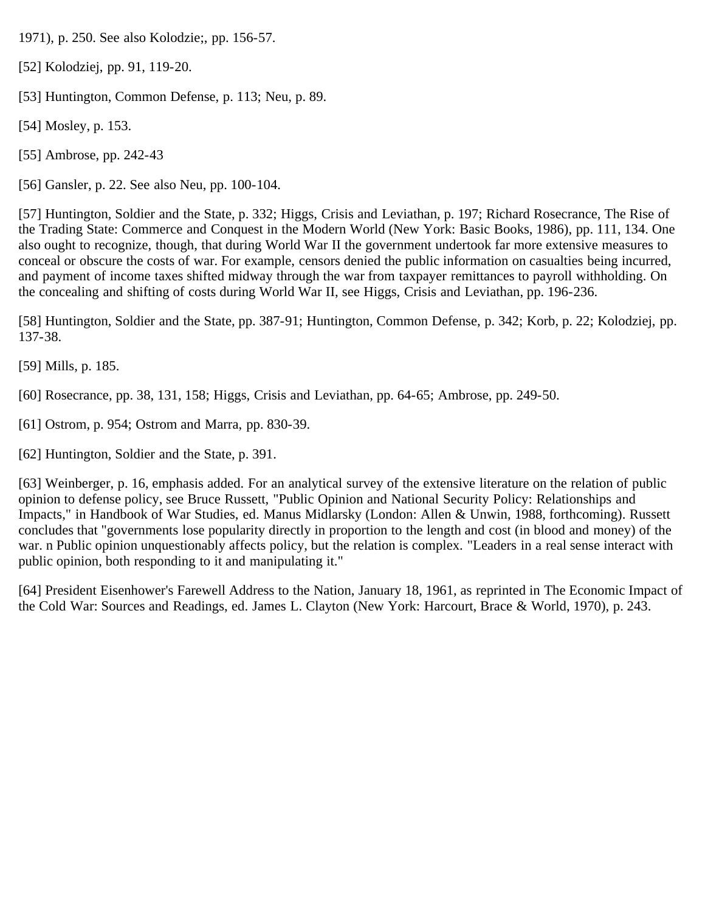1971), p. 250. See also Kolodzie;, pp. 156-57.

[52] Kolodziej, pp. 91, 119-20.

[53] Huntington, Common Defense, p. 113; Neu, p. 89.

[54] Mosley, p. 153.

[55] Ambrose, pp. 242-43

[56] Gansler, p. 22. See also Neu, pp. 100-104.

[57] Huntington, Soldier and the State, p. 332; Higgs, Crisis and Leviathan, p. 197; Richard Rosecrance, The Rise of the Trading State: Commerce and Conquest in the Modern World (New York: Basic Books, 1986), pp. 111, 134. One also ought to recognize, though, that during World War II the government undertook far more extensive measures to conceal or obscure the costs of war. For example, censors denied the public information on casualties being incurred, and payment of income taxes shifted midway through the war from taxpayer remittances to payroll withholding. On the concealing and shifting of costs during World War II, see Higgs, Crisis and Leviathan, pp. 196-236.

[58] Huntington, Soldier and the State, pp. 387-91; Huntington, Common Defense, p. 342; Korb, p. 22; Kolodziej, pp. 137-38.

[59] Mills, p. 185.

[60] Rosecrance, pp. 38, 131, 158; Higgs, Crisis and Leviathan, pp. 64-65; Ambrose, pp. 249-50.

[61] Ostrom, p. 954; Ostrom and Marra, pp. 830-39.

[62] Huntington, Soldier and the State, p. 391.

[63] Weinberger, p. 16, emphasis added. For an analytical survey of the extensive literature on the relation of public opinion to defense policy, see Bruce Russett, "Public Opinion and National Security Policy: Relationships and Impacts," in Handbook of War Studies, ed. Manus Midlarsky (London: Allen & Unwin, 1988, forthcoming). Russett concludes that "governments lose popularity directly in proportion to the length and cost (in blood and money) of the war. n Public opinion unquestionably affects policy, but the relation is complex. "Leaders in a real sense interact with public opinion, both responding to it and manipulating it."

[64] President Eisenhower's Farewell Address to the Nation, January 18, 1961, as reprinted in The Economic Impact of the Cold War: Sources and Readings, ed. James L. Clayton (New York: Harcourt, Brace & World, 1970), p. 243.